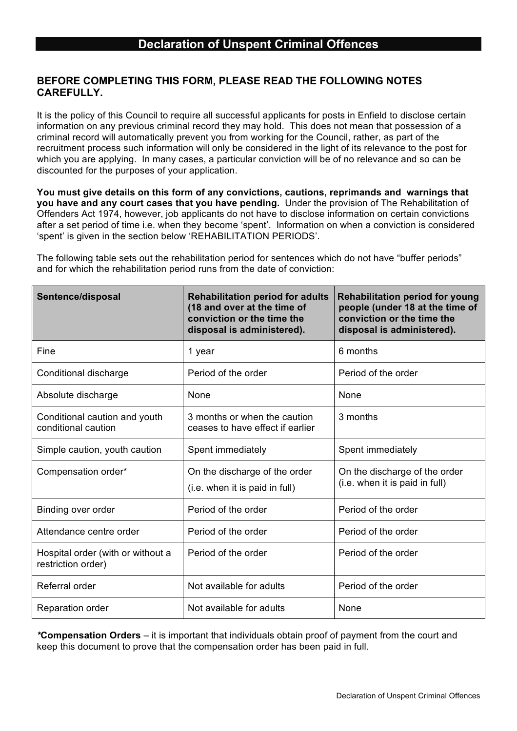# Declaration of Unspent Criminal Offences

**BEFORE COMPLETING THIS FORM, PLEASE READ THE FOLLOWING NOTES CAREFULLY.**

It is the policy of this Council to require all successful applicants for posts in Enfield to disclose certain information on any previous criminal record they may hold. This does not mean that possession of a criminal record will automatically prevent you from working for the Council, rather, as part of the recruitment process such information will only be considered in the light of its relevance to the post for which you are applying. In many cases, a particular conviction will be of no relevance and so can be discounted for the purposes of your application.

**You must give details on this form of any convictions, cautions, reprimands and warnings that you have and any court cases that you have pending.** Under the provision of The Rehabilitation of Offenders Act 1974, however, job applicants do not have to disclose information on certain convictions after a set period of time i.e. when they become 'spent'. Information on when a conviction is considered 'spent' is given in the section below 'REHABILITATION PERIODS'.

The following table sets out the rehabilitation period for sentences which do not have "buffer periods" and for which the rehabilitation period runs from the date of conviction:

| Sentence/disposal | Rehabilitation period for adults (18 and over at the time of conviction or the time the disposal is administered). | Rehabilitation period for young people (under 18 at the time of conviction or the time the disposal is administered). |
|---|---|---|
| Fine | 1 year | 6 months |
| Conditional discharge | Period of the order | Period of the order |
| Absolute discharge | None | None |
| Conditional caution and youth conditional caution | 3 months or when the caution ceases to have effect if earlier | 3 months |
| Simple caution, youth caution | Spent immediately | Spent immediately |
| Compensation order* | On the discharge of the order (i.e. when it is paid in full) | On the discharge of the order (i.e. when it is paid in full) |
| Binding over order | Period of the order | Period of the order |
| Attendance centre order | Period of the order | Period of the order |
| Hospital order (with or without a restriction order) | Period of the order | Period of the order |
| Referral order | Not available for adults | Period of the order |
| Reparation order | Not available for adults | None |

***Compensation Orders** – it is important that individuals obtain proof of payment from the court and keep this document to prove that the compensation order has been paid in full.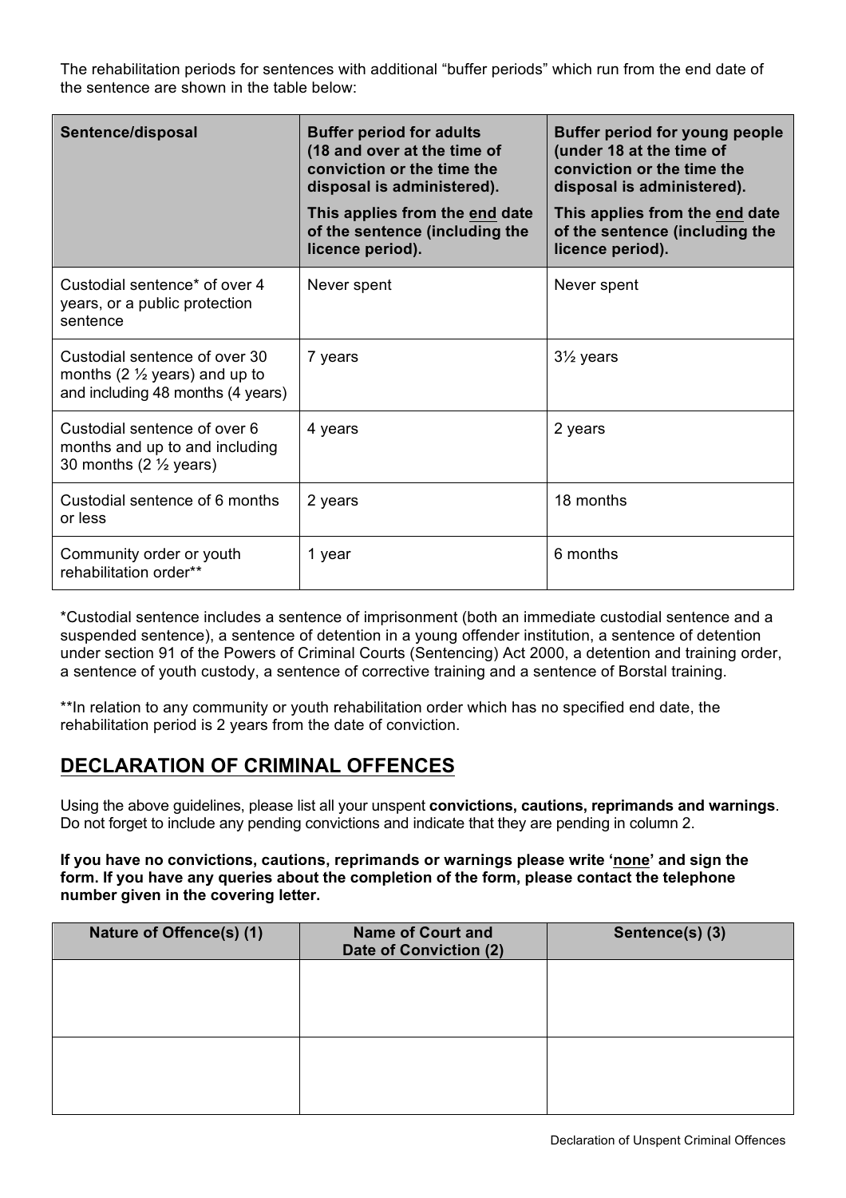The rehabilitation periods for sentences with additional "buffer periods" which run from the end date of the sentence are shown in the table below:

| Sentence/disposal | Buffer period for adults (18 and over at the time of conviction or the time the disposal is administered). This applies from the end date of the sentence (including the licence period). | Buffer period for young people (under 18 at the time of conviction or the time the disposal is administered). This applies from the end date of the sentence (including the licence period). |
|---|---|---|
| Custodial sentence* of over 4 years, or a public protection sentence | Never spent | Never spent |
| Custodial sentence of over 30 months (2 ½ years) and up to and including 48 months (4 years) | 7 years | 3½ years |
| Custodial sentence of over 6 months and up to and including 30 months (2 ½ years) | 4 years | 2 years |
| Custodial sentence of 6 months or less | 2 years | 18 months |
| Community order or youth rehabilitation order** | 1 year | 6 months |

*Custodial sentence includes a sentence of imprisonment (both an immediate custodial sentence and a suspended sentence), a sentence of detention in a young offender institution, a sentence of detention under section 91 of the Powers of Criminal Courts (Sentencing) Act 2000, a detention and training order, a sentence of youth custody, a sentence of corrective training and a sentence of Borstal training.

**In relation to any community or youth rehabilitation order which has no specified end date, the rehabilitation period is 2 years from the date of conviction.

## DECLARATION OF CRIMINAL OFFENCES

Using the above guidelines, please list all your unspent **convictions, cautions, reprimands and warnings**. Do not forget to include any pending convictions and indicate that they are pending in column 2.

**If you have no convictions, cautions, reprimands or warnings please write 'none' and sign the form. If you have any queries about the completion of the form, please contact the telephone number given in the covering letter.**

| Nature of Offence(s) (1) | Name of Court and Date of Conviction (2) | Sentence(s) (3) |
|---|---|---|
| | | |
| | | |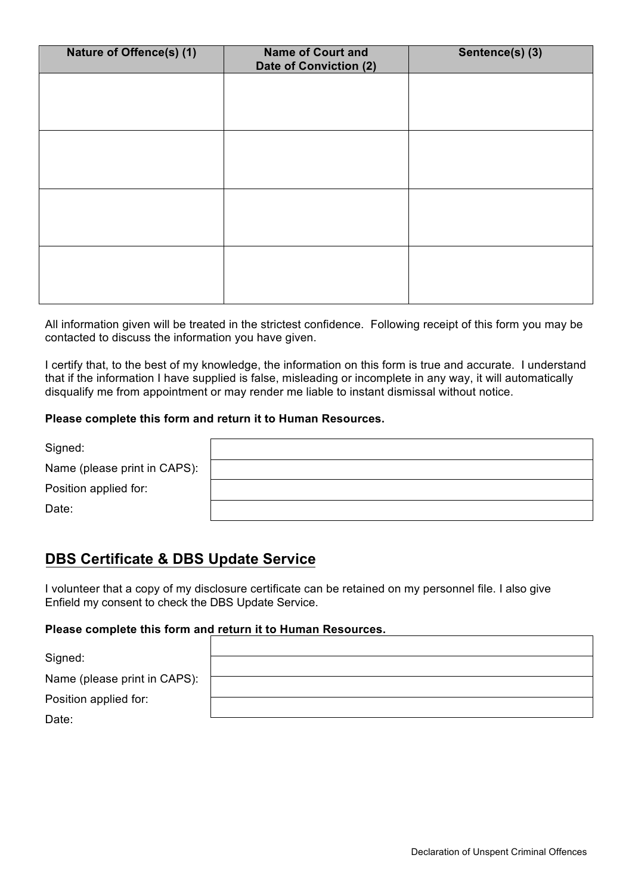| Nature of Offence(s) (1) | Name of Court and Date of Conviction (2) | Sentence(s) (3) |
| --- | --- | --- |
| | | |
| | | |
| | | |
| | | |

All information given will be treated in the strictest confidence. Following receipt of this form you may be contacted to discuss the information you have given.

I certify that, to the best of my knowledge, the information on this form is true and accurate. I understand that if the information I have supplied is false, misleading or incomplete in any way, it will automatically disqualify me from appointment or may render me liable to instant dismissal without notice.

**Please complete this form and return it to Human Resources.**

| | |
| --- | --- |
| Signed: | |
| Name (please print in CAPS): | |
| Position applied for: | |
| Date: | |

## DBS Certificate & DBS Update Service

I volunteer that a copy of my disclosure certificate can be retained on my personnel file. I also give Enfield my consent to check the DBS Update Service.

**Please complete this form and return it to Human Resources.**

| | |
| --- | --- |
| Signed: | |
| Name (please print in CAPS): | |
| Position applied for: | |
| Date: | |